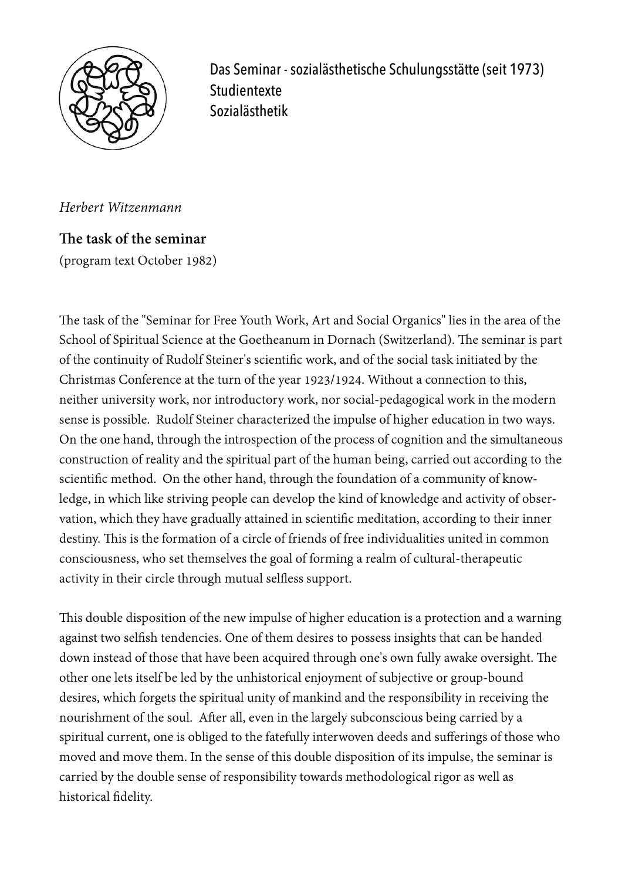Das Seminar - sozialästhetische Schulungsstätte (seit 1973)
Studientexte
Sozialästhetik

*Herbert Witzenmann*

**The task of the seminar**

(program text October 1982)

The task of the "Seminar for Free Youth Work, Art and Social Organics" lies in the area of the School of Spiritual Science at the Goetheanum in Dornach (Switzerland). The seminar is part of the continuity of Rudolf Steiner's scientific work, and of the social task initiated by the Christmas Conference at the turn of the year 1923/1924. Without a connection to this, neither university work, nor introductory work, nor social-pedagogical work in the modern sense is possible. Rudolf Steiner characterized the impulse of higher education in two ways. On the one hand, through the introspection of the process of cognition and the simultaneous construction of reality and the spiritual part of the human being, carried out according to the scientific method. On the other hand, through the foundation of a community of knowledge, in which like striving people can develop the kind of knowledge and activity of observation, which they have gradually attained in scientific meditation, according to their inner destiny. This is the formation of a circle of friends of free individualities united in common consciousness, who set themselves the goal of forming a realm of cultural-therapeutic activity in their circle through mutual selfless support.

This double disposition of the new impulse of higher education is a protection and a warning against two selfish tendencies. One of them desires to possess insights that can be handed down instead of those that have been acquired through one's own fully awake oversight. The other one lets itself be led by the unhistorical enjoyment of subjective or group-bound desires, which forgets the spiritual unity of mankind and the responsibility in receiving the nourishment of the soul. After all, even in the largely subconscious being carried by a spiritual current, one is obliged to the fatefully interwoven deeds and sufferings of those who moved and move them. In the sense of this double disposition of its impulse, the seminar is carried by the double sense of responsibility towards methodological rigor as well as historical fidelity.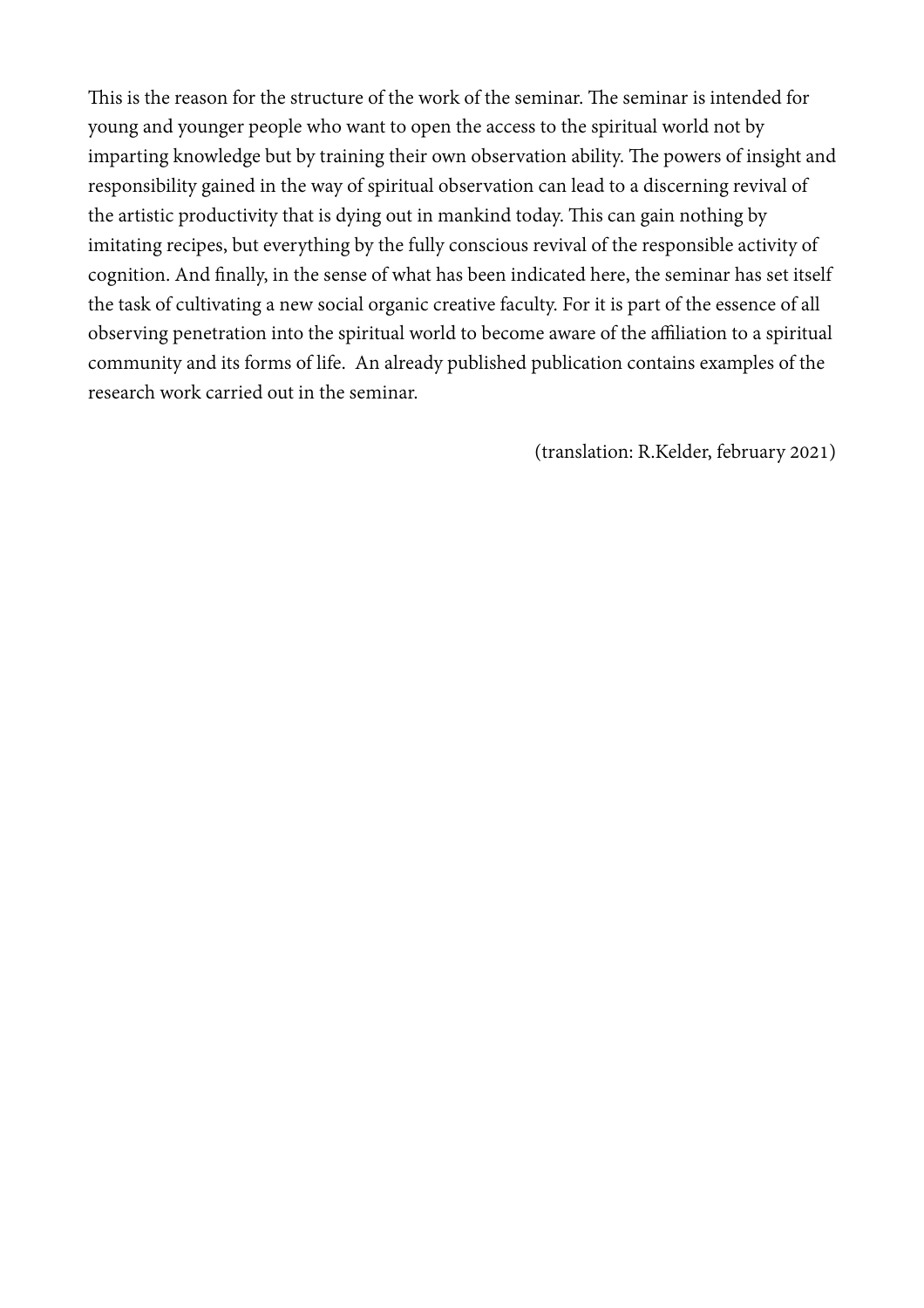This is the reason for the structure of the work of the seminar. The seminar is intended for young and younger people who want to open the access to the spiritual world not by imparting knowledge but by training their own observation ability. The powers of insight and responsibility gained in the way of spiritual observation can lead to a discerning revival of the artistic productivity that is dying out in mankind today. This can gain nothing by imitating recipes, but everything by the fully conscious revival of the responsible activity of cognition. And finally, in the sense of what has been indicated here, the seminar has set itself the task of cultivating a new social organic creative faculty. For it is part of the essence of all observing penetration into the spiritual world to become aware of the affiliation to a spiritual community and its forms of life.  An already published publication contains examples of the research work carried out in the seminar.

(translation: R.Kelder, february 2021)